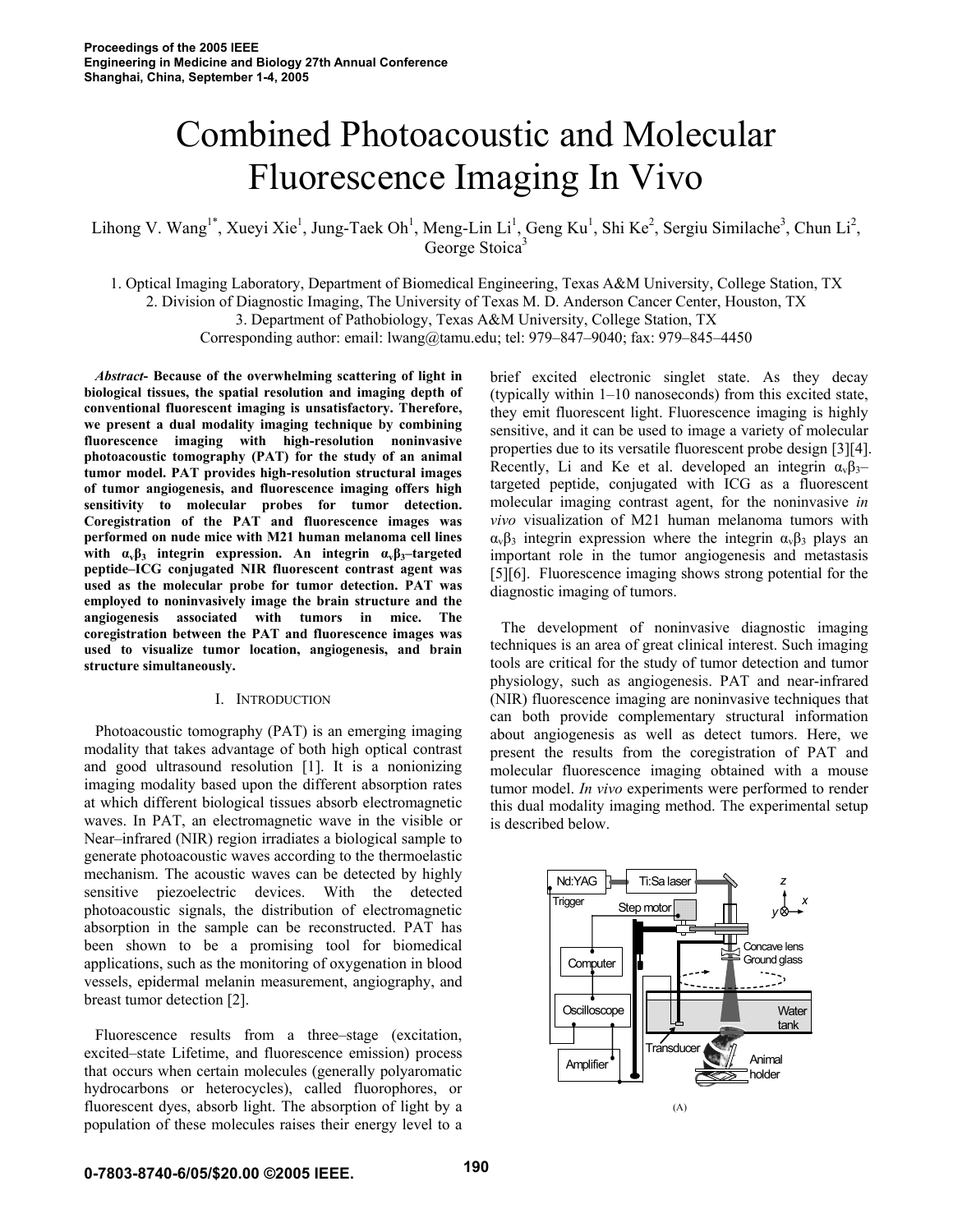# Combined Photoacoustic and Molecular Fluorescence Imaging In Vivo

Lihong V. Wang[1*], Xueyi Xie[1], Jung-Taek Oh[1], Meng-Lin Li[1], Geng Ku[1], Shi Ke[2], Sergiu Similache[3], Chun Li[2], George Stoica[3]

1. Optical Imaging Laboratory, Department of Biomedical Engineering, Texas A&M University, College Station, TX
2. Division of Diagnostic Imaging, The University of Texas M. D. Anderson Cancer Center, Houston, TX
3. Department of Pathobiology, Texas A&M University, College Station, TX

Corresponding author: email: lwang@tamu.edu; tel: 979–847–9040; fax: 979–845–4450

***Abstract*- Because of the overwhelming scattering of light in biological tissues, the spatial resolution and imaging depth of conventional fluorescent imaging is unsatisfactory. Therefore, we present a dual modality imaging technique by combining fluorescence imaging with high-resolution noninvasive photoacoustic tomography (PAT) for the study of an animal tumor model. PAT provides high-resolution structural images of tumor angiogenesis, and fluorescence imaging offers high sensitivity to molecular probes for tumor detection. Coregistration of the PAT and fluorescence images was performed on nude mice with M21 human melanoma cell lines with $\alpha_v\beta_3$ integrin expression. An integrin $\alpha_v\beta_3$–targeted peptide–ICG conjugated NIR fluorescent contrast agent was used as the molecular probe for tumor detection. PAT was employed to noninvasively image the brain structure and the angiogenesis associated with tumors in mice. The coregistration between the PAT and fluorescence images was used to visualize tumor location, angiogenesis, and brain structure simultaneously.**

## I. Introduction

Photoacoustic tomography (PAT) is an emerging imaging modality that takes advantage of both high optical contrast and good ultrasound resolution [1]. It is a nonionizing imaging modality based upon the different absorption rates at which different biological tissues absorb electromagnetic waves. In PAT, an electromagnetic wave in the visible or Near–infrared (NIR) region irradiates a biological sample to generate photoacoustic waves according to the thermoelastic mechanism. The acoustic waves can be detected by highly sensitive piezoelectric devices. With the detected photoacoustic signals, the distribution of electromagnetic absorption in the sample can be reconstructed. PAT has been shown to be a promising tool for biomedical applications, such as the monitoring of oxygenation in blood vessels, epidermal melanin measurement, angiography, and breast tumor detection [2].

Fluorescence results from a three–stage (excitation, excited–state Lifetime, and fluorescence emission) process that occurs when certain molecules (generally polyaromatic hydrocarbons or heterocycles), called fluorophores, or fluorescent dyes, absorb light. The absorption of light by a population of these molecules raises their energy level to a brief excited electronic singlet state. As they decay (typically within 1–10 nanoseconds) from this excited state, they emit fluorescent light. Fluorescence imaging is highly sensitive, and it can be used to image a variety of molecular properties due to its versatile fluorescent probe design [3][4]. Recently, Li and Ke et al. developed an integrin $\alpha_v\beta_3$–targeted peptide, conjugated with ICG as a fluorescent molecular imaging contrast agent, for the noninvasive *in vivo* visualization of M21 human melanoma tumors with $\alpha_v\beta_3$ integrin expression where the integrin $\alpha_v\beta_3$ plays an important role in the tumor angiogenesis and metastasis [5][6]. Fluorescence imaging shows strong potential for the diagnostic imaging of tumors.

The development of noninvasive diagnostic imaging techniques is an area of great clinical interest. Such imaging tools are critical for the study of tumor detection and tumor physiology, such as angiogenesis. PAT and near-infrared (NIR) fluorescence imaging are noninvasive techniques that can both provide complementary structural information about angiogenesis as well as detect tumors. Here, we present the results from the coregistration of PAT and molecular fluorescence imaging obtained with a mouse tumor model. *In vivo* experiments were performed to render this dual modality imaging method. The experimental setup is described below.

Nd:YAG
Ti:Sa laser
Trigger
Step motor
Computer
Oscilloscope
Amplifier
Concave lens
Ground glass
Water tank
Transducer
Animal holder
z
x
y

(A)

0-7803-8740-6/05/$20.00 ©2005 IEEE.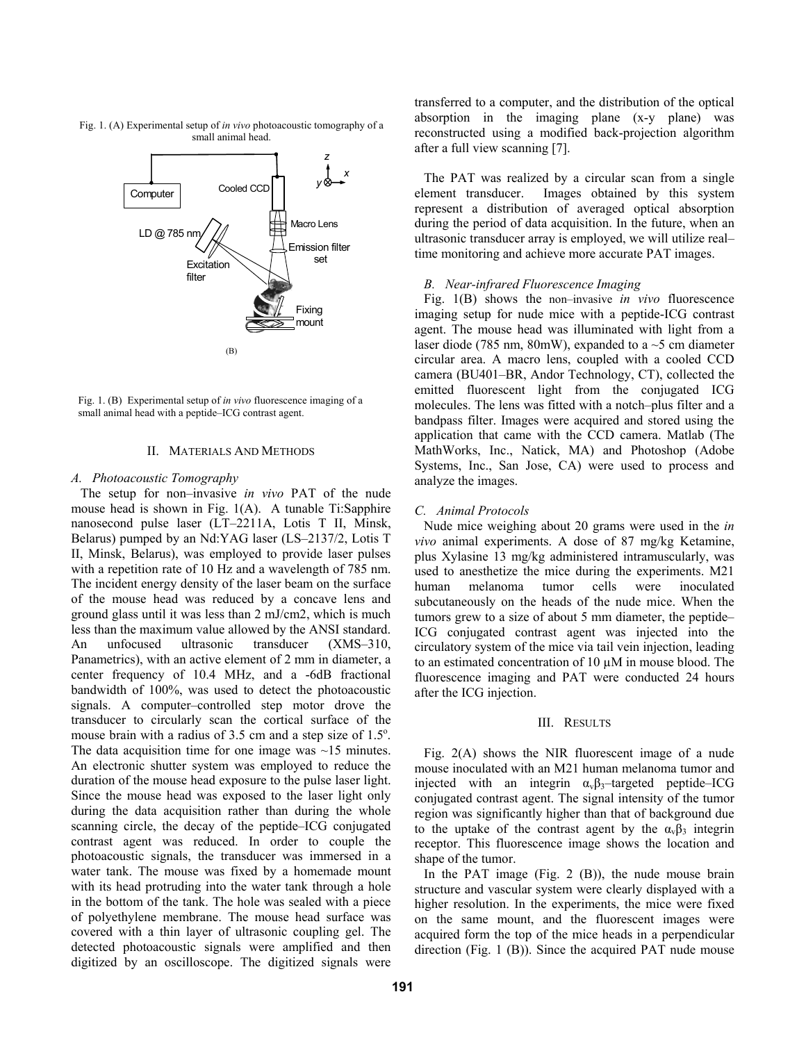Fig. 1. (A) Experimental setup of *in vivo* photoacoustic tomography of a small animal head.

Fig. 1. (B) Experimental setup of *in vivo* fluorescence imaging of a small animal head with a peptide–ICG contrast agent.

## II. Materials And Methods

### *A. Photoacoustic Tomography*

The setup for non–invasive *in vivo* PAT of the nude mouse head is shown in Fig. 1(A). A tunable Ti:Sapphire nanosecond pulse laser (LT–2211A, Lotis T II, Minsk, Belarus) pumped by an Nd:YAG laser (LS–2137/2, Lotis T II, Minsk, Belarus), was employed to provide laser pulses with a repetition rate of 10 Hz and a wavelength of 785 nm. The incident energy density of the laser beam on the surface of the mouse head was reduced by a concave lens and ground glass until it was less than 2 mJ/cm2, which is much less than the maximum value allowed by the ANSI standard. An unfocused ultrasonic transducer (XMS–310, Panametrics), with an active element of 2 mm in diameter, a center frequency of 10.4 MHz, and a -6dB fractional bandwidth of 100%, was used to detect the photoacoustic signals. A computer–controlled step motor drove the transducer to circularly scan the cortical surface of the mouse brain with a radius of 3.5 cm and a step size of 1.5$^{o}$. The data acquisition time for one image was ~15 minutes. An electronic shutter system was employed to reduce the duration of the mouse head exposure to the pulse laser light. Since the mouse head was exposed to the laser light only during the data acquisition rather than during the whole scanning circle, the decay of the peptide–ICG conjugated contrast agent was reduced. In order to couple the photoacoustic signals, the transducer was immersed in a water tank. The mouse was fixed by a homemade mount with its head protruding into the water tank through a hole in the bottom of the tank. The hole was sealed with a piece of polyethylene membrane. The mouse head surface was covered with a thin layer of ultrasonic coupling gel. The detected photoacoustic signals were amplified and then digitized by an oscilloscope. The digitized signals were transferred to a computer, and the distribution of the optical absorption in the imaging plane (x-y plane) was reconstructed using a modified back-projection algorithm after a full view scanning [7].

The PAT was realized by a circular scan from a single element transducer. Images obtained by this system represent a distribution of averaged optical absorption during the period of data acquisition. In the future, when an ultrasonic transducer array is employed, we will utilize real–time monitoring and achieve more accurate PAT images.

### *B. Near-infrared Fluorescence Imaging*

Fig. 1(B) shows the non–invasive *in vivo* fluorescence imaging setup for nude mice with a peptide-ICG contrast agent. The mouse head was illuminated with light from a laser diode (785 nm, 80mW), expanded to a ~5 cm diameter circular area. A macro lens, coupled with a cooled CCD camera (BU401–BR, Andor Technology, CT), collected the emitted fluorescent light from the conjugated ICG molecules. The lens was fitted with a notch–plus filter and a bandpass filter. Images were acquired and stored using the application that came with the CCD camera. Matlab (The MathWorks, Inc., Natick, MA) and Photoshop (Adobe Systems, Inc., San Jose, CA) were used to process and analyze the images.

### *C. Animal Protocols*

Nude mice weighing about 20 grams were used in the *in vivo* animal experiments. A dose of 87 mg/kg Ketamine, plus Xylasine 13 mg/kg administered intramuscularly, was used to anesthetize the mice during the experiments. M21 human melanoma tumor cells were inoculated subcutaneously on the heads of the nude mice. When the tumors grew to a size of about 5 mm diameter, the peptide–ICG conjugated contrast agent was injected into the circulatory system of the mice via tail vein injection, leading to an estimated concentration of 10 μM in mouse blood. The fluorescence imaging and PAT were conducted 24 hours after the ICG injection.

## III. Results

Fig. 2(A) shows the NIR fluorescent image of a nude mouse inoculated with an M21 human melanoma tumor and injected with an integrin $\alpha_v\beta_3$–targeted peptide–ICG conjugated contrast agent. The signal intensity of the tumor region was significantly higher than that of background due to the uptake of the contrast agent by the $\alpha_v\beta_3$ integrin receptor. This fluorescence image shows the location and shape of the tumor.

In the PAT image (Fig. 2 (B)), the nude mouse brain structure and vascular system were clearly displayed with a higher resolution. In the experiments, the mice were fixed on the same mount, and the fluorescent images were acquired form the top of the mice heads in a perpendicular direction (Fig. 1 (B)). Since the acquired PAT nude mouse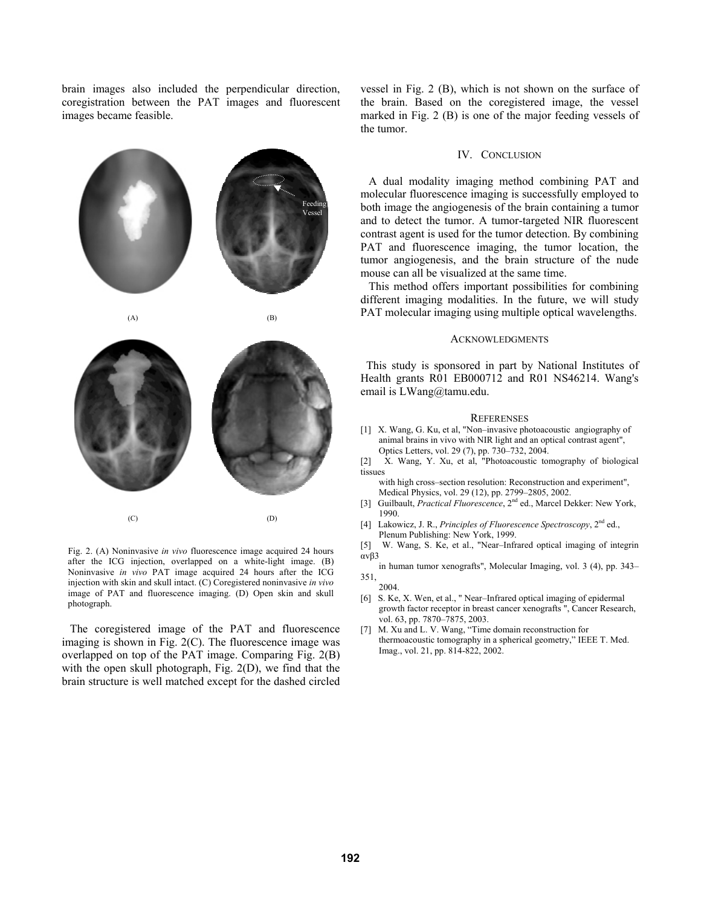brain images also included the perpendicular direction, coregistration between the PAT images and fluorescent images became feasible.

(A) (B)

Feeding Vessel

(C) (D)

Fig. 2. (A) Noninvasive *in vivo* fluorescence image acquired 24 hours after the ICG injection, overlapped on a white-light image. (B) Noninvasive *in vivo* PAT image acquired 24 hours after the ICG injection with skin and skull intact. (C) Coregistered noninvasive *in vivo* image of PAT and fluorescence imaging. (D) Open skin and skull photograph.

The coregistered image of the PAT and fluorescence imaging is shown in Fig. 2(C). The fluorescence image was overlapped on top of the PAT image. Comparing Fig. 2(B) with the open skull photograph, Fig. 2(D), we find that the brain structure is well matched except for the dashed circled vessel in Fig. 2 (B), which is not shown on the surface of the brain. Based on the coregistered image, the vessel marked in Fig. 2 (B) is one of the major feeding vessels of the tumor.

## IV. Conclusion

A dual modality imaging method combining PAT and molecular fluorescence imaging is successfully employed to both image the angiogenesis of the brain containing a tumor and to detect the tumor. A tumor-targeted NIR fluorescent contrast agent is used for the tumor detection. By combining PAT and fluorescence imaging, the tumor location, the tumor angiogenesis, and the brain structure of the nude mouse can all be visualized at the same time.

This method offers important possibilities for combining different imaging modalities. In the future, we will study PAT molecular imaging using multiple optical wavelengths.

## Acknowledgments

This study is sponsored in part by National Institutes of Health grants R01 EB000712 and R01 NS46214. Wang's email is LWang@tamu.edu.

## Referenses

[1] X. Wang, G. Ku, et al, "Non–invasive photoacoustic angiography of animal brains in vivo with NIR light and an optical contrast agent", Optics Letters, vol. 29 (7), pp. 730–732, 2004.

[2] X. Wang, Y. Xu, et al, "Photoacoustic tomography of biological tissues with high cross–section resolution: Reconstruction and experiment", Medical Physics, vol. 29 (12), pp. 2799–2805, 2002.

[3] Guilbault, *Practical Fluorescence*, 2nd ed., Marcel Dekker: New York, 1990.

[4] Lakowicz, J. R., *Principles of Fluorescence Spectroscopy*, 2nd ed., Plenum Publishing: New York, 1999.

[5] W. Wang, S. Ke, et al., "Near–Infrared optical imaging of integrin $\alpha v\beta 3$ in human tumor xenografts", Molecular Imaging, vol. 3 (4), pp. 343–351, 2004.

[6] S. Ke, X. Wen, et al., " Near–Infrared optical imaging of epidermal growth factor receptor in breast cancer xenografts ", Cancer Research, vol. 63, pp. 7870–7875, 2003.

[7] M. Xu and L. V. Wang, "Time domain reconstruction for thermoacoustic tomography in a spherical geometry," IEEE T. Med. Imag., vol. 21, pp. 814-822, 2002.